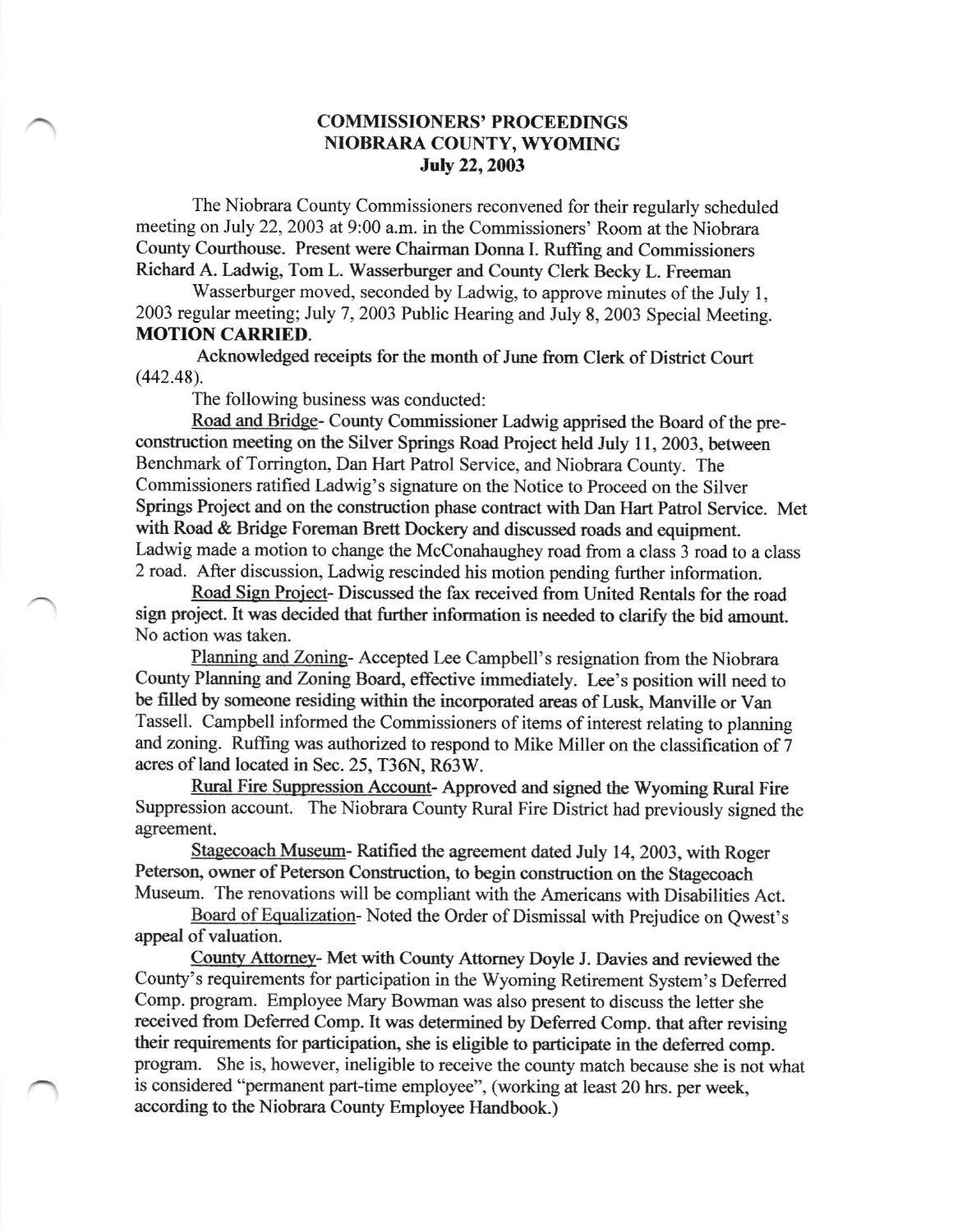# COMMISSIONERS' PROCEEDINGS
# NIOBRARA COUNTY, WYOMING
# July 22, 2003

The Niobrara County Commissioners reconvened for their regularly scheduled meeting on July 22, 2003 at 9:00 a.m. in the Commissioners' Room at the Niobrara County Courthouse. Present were Chairman Donna I. Ruffing and Commissioners Richard A. Ladwig, Tom L. Wasserburger and County Clerk Becky L. Freeman

Wasserburger moved, seconded by Ladwig, to approve minutes of the July 1, 2003 regular meeting; July 7, 2003 Public Hearing and July 8, 2003 Special Meeting. **MOTION CARRIED**.

Acknowledged receipts for the month of June from Clerk of District Court (442.48).

The following business was conducted:

Road and Bridge- County Commissioner Ladwig apprised the Board of the pre-construction meeting on the Silver Springs Road Project held July 11, 2003, between Benchmark of Torrington, Dan Hart Patrol Service, and Niobrara County. The Commissioners ratified Ladwig's signature on the Notice to Proceed on the Silver Springs Project and on the construction phase contract with Dan Hart Patrol Service. Met with Road & Bridge Foreman Brett Dockery and discussed roads and equipment. Ladwig made a motion to change the McConahaughey road from a class 3 road to a class 2 road. After discussion, Ladwig rescinded his motion pending further information.

Road Sign Project- Discussed the fax received from United Rentals for the road sign project. It was decided that further information is needed to clarify the bid amount. No action was taken.

Planning and Zoning- Accepted Lee Campbell's resignation from the Niobrara County Planning and Zoning Board, effective immediately. Lee's position will need to be filled by someone residing within the incorporated areas of Lusk, Manville or Van Tassell. Campbell informed the Commissioners of items of interest relating to planning and zoning. Ruffing was authorized to respond to Mike Miller on the classification of 7 acres of land located in Sec. 25, T36N, R63W.

Rural Fire Suppression Account- Approved and signed the Wyoming Rural Fire Suppression account. The Niobrara County Rural Fire District had previously signed the agreement.

Stagecoach Museum- Ratified the agreement dated July 14, 2003, with Roger Peterson, owner of Peterson Construction, to begin construction on the Stagecoach Museum. The renovations will be compliant with the Americans with Disabilities Act.

Board of Equalization- Noted the Order of Dismissal with Prejudice on Qwest's appeal of valuation.

County Attorney- Met with County Attorney Doyle J. Davies and reviewed the County's requirements for participation in the Wyoming Retirement System's Deferred Comp. program. Employee Mary Bowman was also present to discuss the letter she received from Deferred Comp. It was determined by Deferred Comp. that after revising their requirements for participation, she is eligible to participate in the deferred comp. program. She is, however, ineligible to receive the county match because she is not what is considered "permanent part-time employee", (working at least 20 hrs. per week, according to the Niobrara County Employee Handbook.)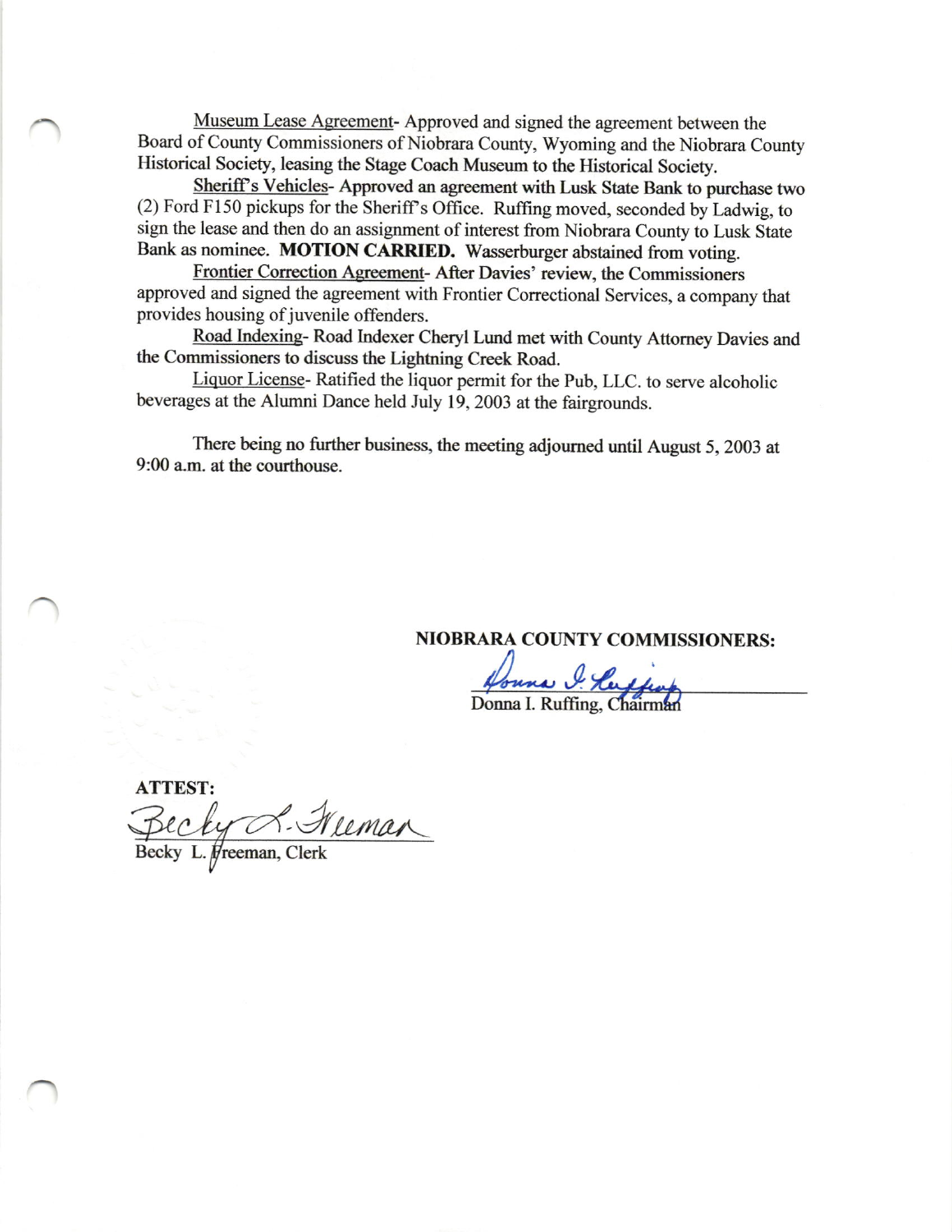Museum Lease Agreement- Approved and signed the agreement between the Board of County Commissioners of Niobrara County, Wyoming and the Niobrara County Historical Society, leasing the Stage Coach Museum to the Historical Society.

Sheriff's Vehicles- Approved an agreement with Lusk State Bank to purchase two (2) Ford F150 pickups for the Sheriff's Office. Ruffing moved, seconded by Ladwig, to sign the lease and then do an assignment of interest from Niobrara County to Lusk State Bank as nominee. **MOTION CARRIED.** Wasserburger abstained from voting.

Frontier Correction Agreement- After Davies' review, the Commissioners approved and signed the agreement with Frontier Correctional Services, a company that provides housing of juvenile offenders.

Road Indexing- Road Indexer Cheryl Lund met with County Attorney Davies and the Commissioners to discuss the Lightning Creek Road.

Liquor License- Ratified the liquor permit for the Pub, LLC. to serve alcoholic beverages at the Alumni Dance held July 19, 2003 at the fairgrounds.

There being no further business, the meeting adjourned until August 5, 2003 at 9:00 a.m. at the courthouse.

**NIOBRARA COUNTY COMMISSIONERS:**

Donna I. Ruffing

Donna I. Ruffing, Chairman

**ATTEST:**

Becky L. Freeman

Becky L. Freeman, Clerk